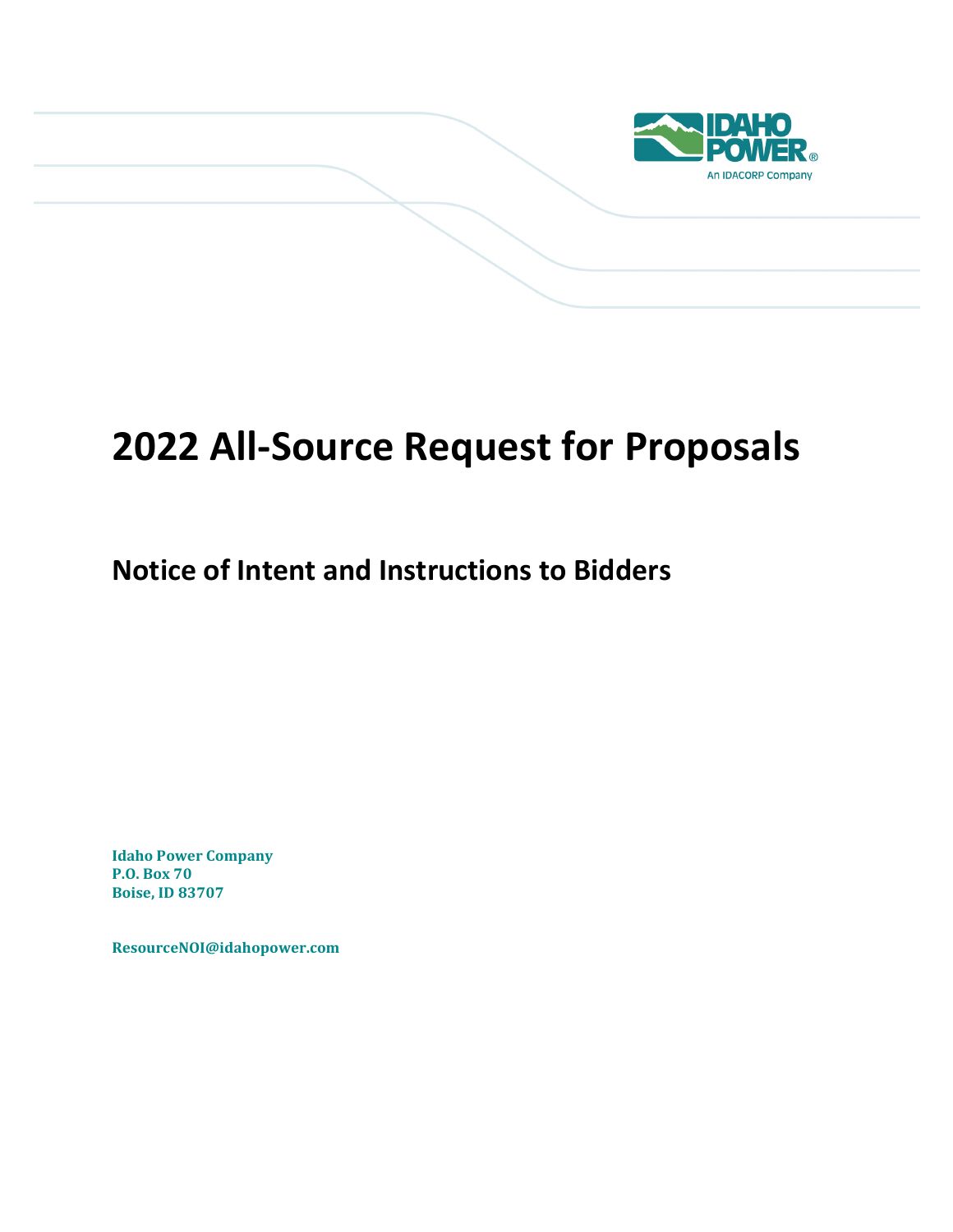# 2022 All-Source Request for Proposals

## Notice of Intent and Instructions to Bidders

**Idaho Power Company**
**P.O. Box 70**
**Boise, ID 83707**

**ResourceNOI@idahopower.com**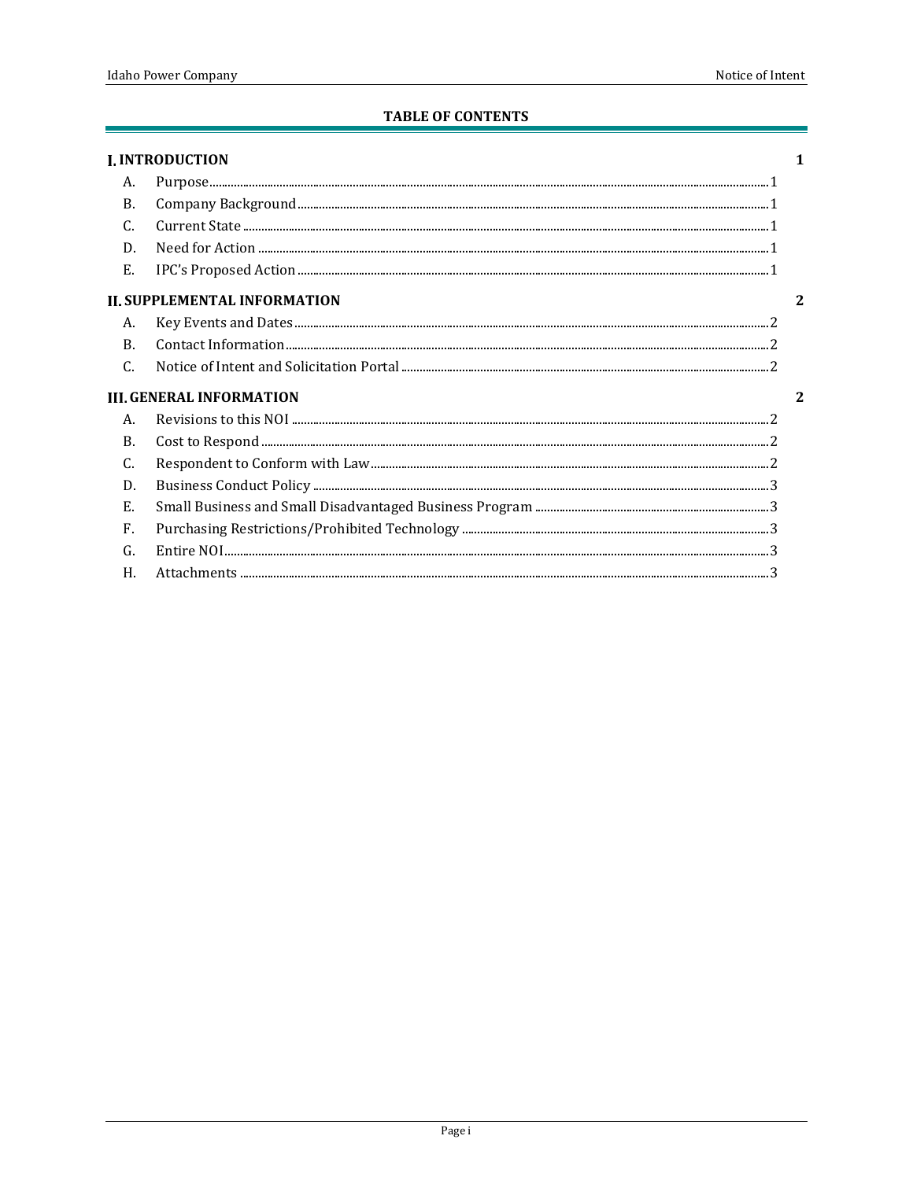## TABLE OF CONTENTS

**I. INTRODUCTION** — 1

- A. Purpose — 1
- B. Company Background — 1
- C. Current State — 1
- D. Need for Action — 1
- E. IPC's Proposed Action — 1

**II. SUPPLEMENTAL INFORMATION** — 2

- A. Key Events and Dates — 2
- B. Contact Information — 2
- C. Notice of Intent and Solicitation Portal — 2

**III. GENERAL INFORMATION** — 2

- A. Revisions to this NOI — 2
- B. Cost to Respond — 2
- C. Respondent to Conform with Law — 2
- D. Business Conduct Policy — 3
- E. Small Business and Small Disadvantaged Business Program — 3
- F. Purchasing Restrictions/Prohibited Technology — 3
- G. Entire NOI — 3
- H. Attachments — 3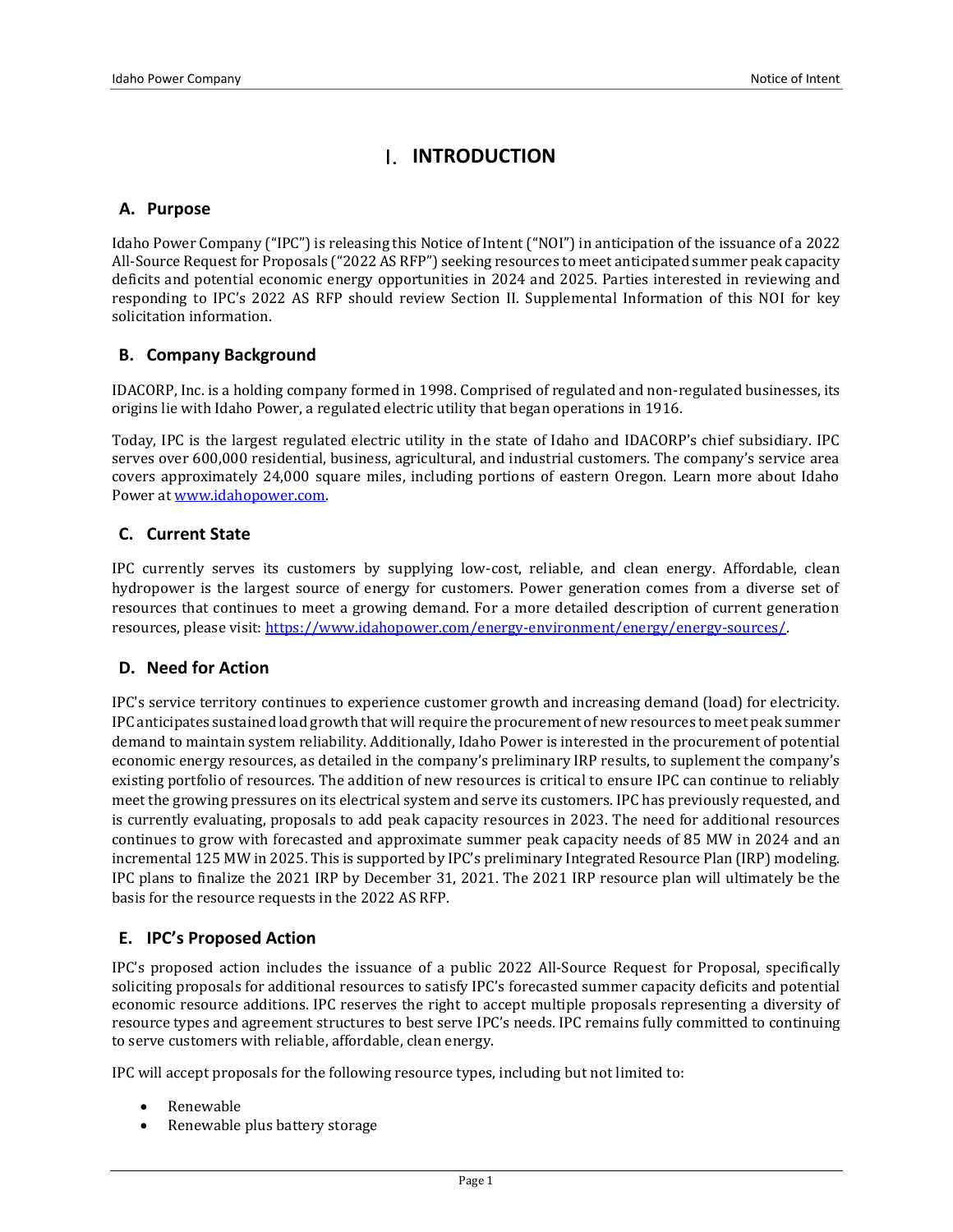# I. INTRODUCTION

## A. Purpose

Idaho Power Company ("IPC") is releasing this Notice of Intent ("NOI") in anticipation of the issuance of a 2022 All-Source Request for Proposals ("2022 AS RFP") seeking resources to meet anticipated summer peak capacity deficits and potential economic energy opportunities in 2024 and 2025. Parties interested in reviewing and responding to IPC's 2022 AS RFP should review Section II. Supplemental Information of this NOI for key solicitation information.

## B. Company Background

IDACORP, Inc. is a holding company formed in 1998. Comprised of regulated and non-regulated businesses, its origins lie with Idaho Power, a regulated electric utility that began operations in 1916.

Today, IPC is the largest regulated electric utility in the state of Idaho and IDACORP's chief subsidiary. IPC serves over 600,000 residential, business, agricultural, and industrial customers. The company's service area covers approximately 24,000 square miles, including portions of eastern Oregon. Learn more about Idaho Power at [www.idahopower.com](www.idahopower.com).

## C. Current State

IPC currently serves its customers by supplying low-cost, reliable, and clean energy. Affordable, clean hydropower is the largest source of energy for customers. Power generation comes from a diverse set of resources that continues to meet a growing demand. For a more detailed description of current generation resources, please visit: [https://www.idahopower.com/energy-environment/energy/energy-sources/](https://www.idahopower.com/energy-environment/energy/energy-sources/).

## D. Need for Action

IPC's service territory continues to experience customer growth and increasing demand (load) for electricity. IPC anticipates sustained load growth that will require the procurement of new resources to meet peak summer demand to maintain system reliability. Additionally, Idaho Power is interested in the procurement of potential economic energy resources, as detailed in the company's preliminary IRP results, to suplement the company's existing portfolio of resources. The addition of new resources is critical to ensure IPC can continue to reliably meet the growing pressures on its electrical system and serve its customers. IPC has previously requested, and is currently evaluating, proposals to add peak capacity resources in 2023. The need for additional resources continues to grow with forecasted and approximate summer peak capacity needs of 85 MW in 2024 and an incremental 125 MW in 2025. This is supported by IPC's preliminary Integrated Resource Plan (IRP) modeling. IPC plans to finalize the 2021 IRP by December 31, 2021. The 2021 IRP resource plan will ultimately be the basis for the resource requests in the 2022 AS RFP.

## E. IPC's Proposed Action

IPC's proposed action includes the issuance of a public 2022 All-Source Request for Proposal, specifically soliciting proposals for additional resources to satisfy IPC's forecasted summer capacity deficits and potential economic resource additions. IPC reserves the right to accept multiple proposals representing a diversity of resource types and agreement structures to best serve IPC's needs. IPC remains fully committed to continuing to serve customers with reliable, affordable, clean energy.

IPC will accept proposals for the following resource types, including but not limited to:

- Renewable
- Renewable plus battery storage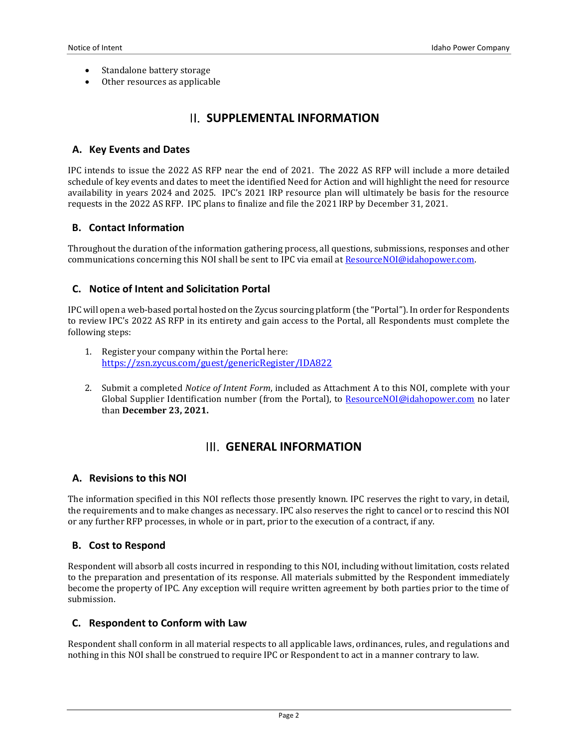- Standalone battery storage
- Other resources as applicable

## II. SUPPLEMENTAL INFORMATION

### A. Key Events and Dates

IPC intends to issue the 2022 AS RFP near the end of 2021. The 2022 AS RFP will include a more detailed schedule of key events and dates to meet the identified Need for Action and will highlight the need for resource availability in years 2024 and 2025. IPC's 2021 IRP resource plan will ultimately be basis for the resource requests in the 2022 AS RFP. IPC plans to finalize and file the 2021 IRP by December 31, 2021.

### B. Contact Information

Throughout the duration of the information gathering process, all questions, submissions, responses and other communications concerning this NOI shall be sent to IPC via email at ResourceNOI@idahopower.com.

### C. Notice of Intent and Solicitation Portal

IPC will open a web-based portal hosted on the Zycus sourcing platform (the "Portal"). In order for Respondents to review IPC's 2022 AS RFP in its entirety and gain access to the Portal, all Respondents must complete the following steps:

1. Register your company within the Portal here: https://zsn.zycus.com/guest/genericRegister/IDA822

2. Submit a completed *Notice of Intent Form*, included as Attachment A to this NOI, complete with your Global Supplier Identification number (from the Portal), to ResourceNOI@idahopower.com no later than **December 23, 2021.**

## III. GENERAL INFORMATION

### A. Revisions to this NOI

The information specified in this NOI reflects those presently known. IPC reserves the right to vary, in detail, the requirements and to make changes as necessary. IPC also reserves the right to cancel or to rescind this NOI or any further RFP processes, in whole or in part, prior to the execution of a contract, if any.

### B. Cost to Respond

Respondent will absorb all costs incurred in responding to this NOI, including without limitation, costs related to the preparation and presentation of its response. All materials submitted by the Respondent immediately become the property of IPC. Any exception will require written agreement by both parties prior to the time of submission.

### C. Respondent to Conform with Law

Respondent shall conform in all material respects to all applicable laws, ordinances, rules, and regulations and nothing in this NOI shall be construed to require IPC or Respondent to act in a manner contrary to law.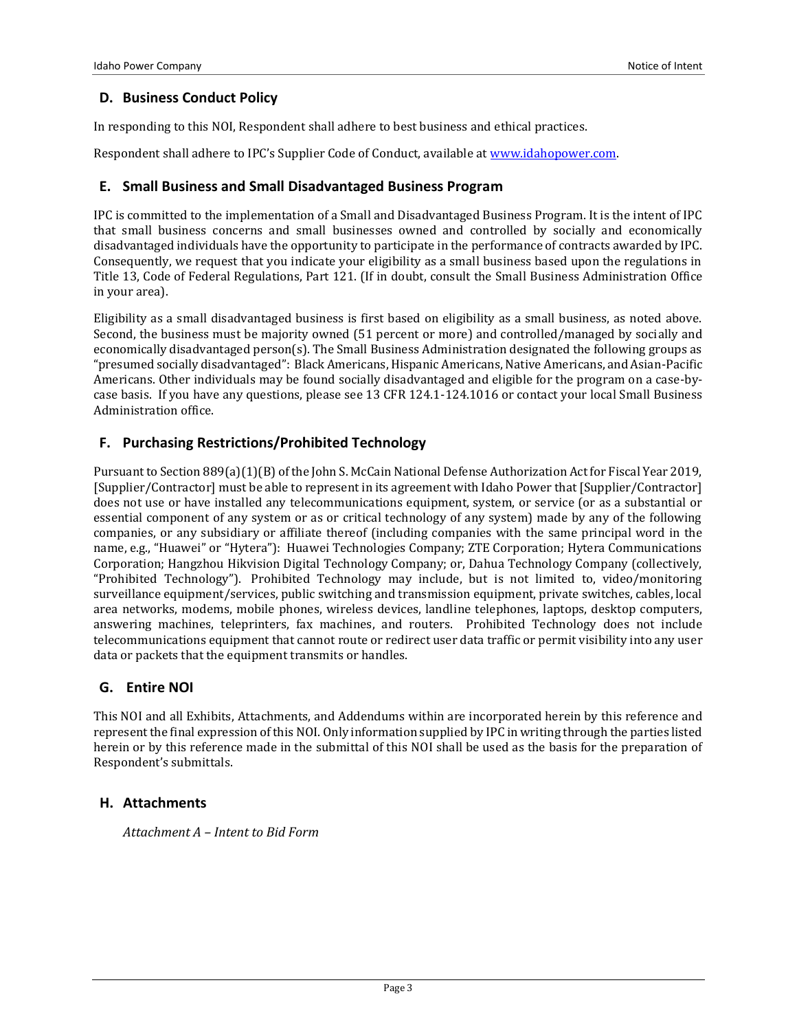## D. Business Conduct Policy

In responding to this NOI, Respondent shall adhere to best business and ethical practices.

Respondent shall adhere to IPC's Supplier Code of Conduct, available at www.idahopower.com.

## E. Small Business and Small Disadvantaged Business Program

IPC is committed to the implementation of a Small and Disadvantaged Business Program. It is the intent of IPC that small business concerns and small businesses owned and controlled by socially and economically disadvantaged individuals have the opportunity to participate in the performance of contracts awarded by IPC. Consequently, we request that you indicate your eligibility as a small business based upon the regulations in Title 13, Code of Federal Regulations, Part 121. (If in doubt, consult the Small Business Administration Office in your area).

Eligibility as a small disadvantaged business is first based on eligibility as a small business, as noted above. Second, the business must be majority owned (51 percent or more) and controlled/managed by socially and economically disadvantaged person(s). The Small Business Administration designated the following groups as "presumed socially disadvantaged": Black Americans, Hispanic Americans, Native Americans, and Asian-Pacific Americans. Other individuals may be found socially disadvantaged and eligible for the program on a case-by-case basis. If you have any questions, please see 13 CFR 124.1-124.1016 or contact your local Small Business Administration office.

## F. Purchasing Restrictions/Prohibited Technology

Pursuant to Section 889(a)(1)(B) of the John S. McCain National Defense Authorization Act for Fiscal Year 2019, [Supplier/Contractor] must be able to represent in its agreement with Idaho Power that [Supplier/Contractor] does not use or have installed any telecommunications equipment, system, or service (or as a substantial or essential component of any system or as or critical technology of any system) made by any of the following companies, or any subsidiary or affiliate thereof (including companies with the same principal word in the name, e.g., "Huawei" or "Hytera"): Huawei Technologies Company; ZTE Corporation; Hytera Communications Corporation; Hangzhou Hikvision Digital Technology Company; or, Dahua Technology Company (collectively, "Prohibited Technology"). Prohibited Technology may include, but is not limited to, video/monitoring surveillance equipment/services, public switching and transmission equipment, private switches, cables, local area networks, modems, mobile phones, wireless devices, landline telephones, laptops, desktop computers, answering machines, teleprinters, fax machines, and routers. Prohibited Technology does not include telecommunications equipment that cannot route or redirect user data traffic or permit visibility into any user data or packets that the equipment transmits or handles.

## G. Entire NOI

This NOI and all Exhibits, Attachments, and Addendums within are incorporated herein by this reference and represent the final expression of this NOI. Only information supplied by IPC in writing through the parties listed herein or by this reference made in the submittal of this NOI shall be used as the basis for the preparation of Respondent's submittals.

## H. Attachments

*Attachment A – Intent to Bid Form*